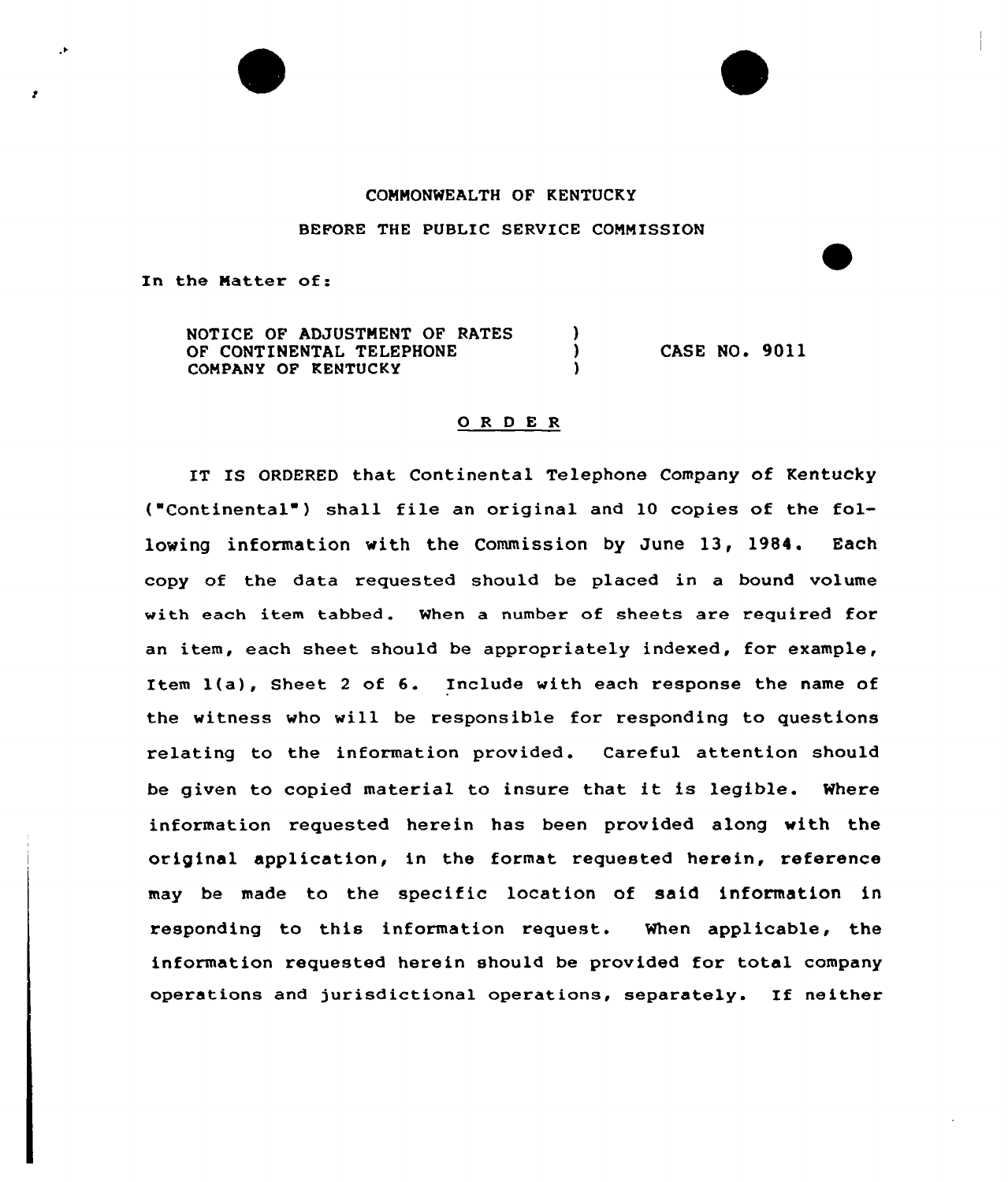COMMONWEALTH OF KENTUCKY

BEFORE THE PUBLIC SERVICE COMMISSION

In the Matter of:

| | | |
|---|---|---|
| NOTICE OF ADJUSTMENT OF RATES OF CONTINENTAL TELEPHONE COMPANY OF KENTUCKY | ) ) ) | CASE NO. 9011 |

## O R D E R

IT IS ORDERED that Continental Telephone Company of Kentucky ("Continental") shall file an original and 10 copies of the following information with the Commission by June 13, 1984. Each copy of the data requested should be placed in a bound volume with each item tabbed. When a number of sheets are required for an item, each sheet should be appropriately indexed, for example, Item 1(a), Sheet 2 of 6. Include with each response the name of the witness who will be responsible for responding to questions relating to the information provided. Careful attention should be given to copied material to insure that it is legible. Where information requested herein has been provided along with the original application, in the format requested herein, reference may be made to the specific location of said information in responding to this information request. When applicable, the information requested herein should be provided for total company operations and jurisdictional operations, separately. If neither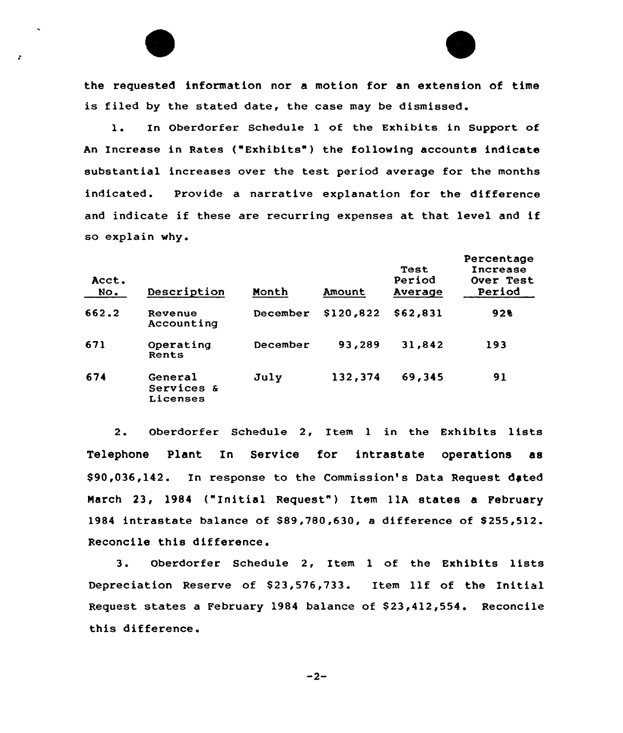the requested information nor a motion for an extension of time is filed by the stated date, the case may be dismissed.

1. In Oberdorfer Schedule 1 of the Exhibits in Support of An Increase in Rates ("Exhibits") the following accounts indicate substantial increases over the test period average for the months indicated. Provide a narrative explanation for the difference and indicate if these are recurring expenses at that level and if so explain why.

| Acct. No. | Description | Month | Amount | Test Period Average | Percentage Increase Over Test Period |
|---|---|---|---|---|---|
| 662.2 | Revenue Accounting | December | $120,822 | $62,831 | 92% |
| 671 | Operating Rents | December | 93,289 | 31,842 | 193 |
| 674 | General Services & Licenses | July | 132,374 | 69,345 | 91 |

2. Oberdorfer Schedule 2, Item 1 in the Exhibits lists Telephone Plant In Service for intrastate operations as $90,036,142. In response to the Commission's Data Request dated March 23, 1984 ("Initial Request") Item 11A states a February 1984 intrastate balance of $89,780,630, a difference of $255,512. Reconcile this difference.

3. Oberdorfer Schedule 2, Item 1 of the Exhibits lists Depreciation Reserve of $23,576,733. Item 11f of the Initial Request states a February 1984 balance of $23,412,554. Reconcile this difference.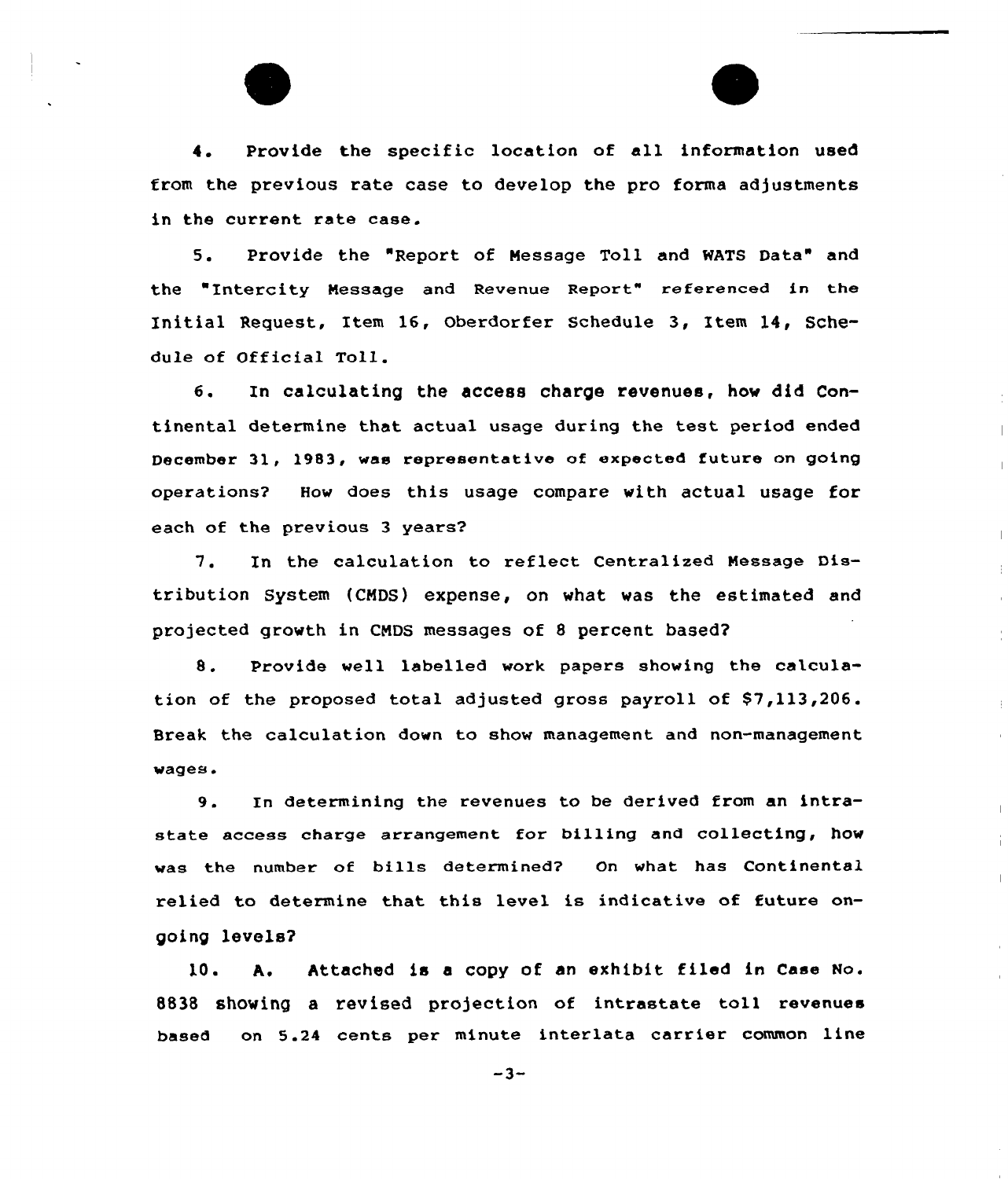4. Provide the specific location of all information used from the previous rate case to develop the pro forma adjustments in the current rate case.

5. Provide the "Report of Message Toll and WATS Data" and the "Intercity Message and Revenue Report" referenced in the Initial Request, Item 16, Oberdorfer Schedule 3, Item 14, Schedule of Official Toll.

6. In calculating the access charge revenues, how did Continental determine that actual usage during the test period ended December 31, 1983, was representative of expected future on going operations? How does this usage compare with actual usage for each of the previous 3 years?

7. In the calculation to reflect Centralized Message Distribution System (CMDS) expense, on what was the estimated and projected growth in CMDS messages of 8 percent based?

8. Provide well labelled work papers showing the calculation of the proposed total adjusted gross payroll of $7,113,206. Break the calculation down to show management and non-management wages.

9. In determining the revenues to be derived from an intrastate access charge arrangement for billing and collecting, how was the number of bills determined? On what has Continental relied to determine that this level is indicative of future ongoing levels?

10. A. Attached is a copy of an exhibit filed in Case No. 8838 showing a revised projection of intrastate toll revenues based on 5.24 cents per minute interlata carrier common line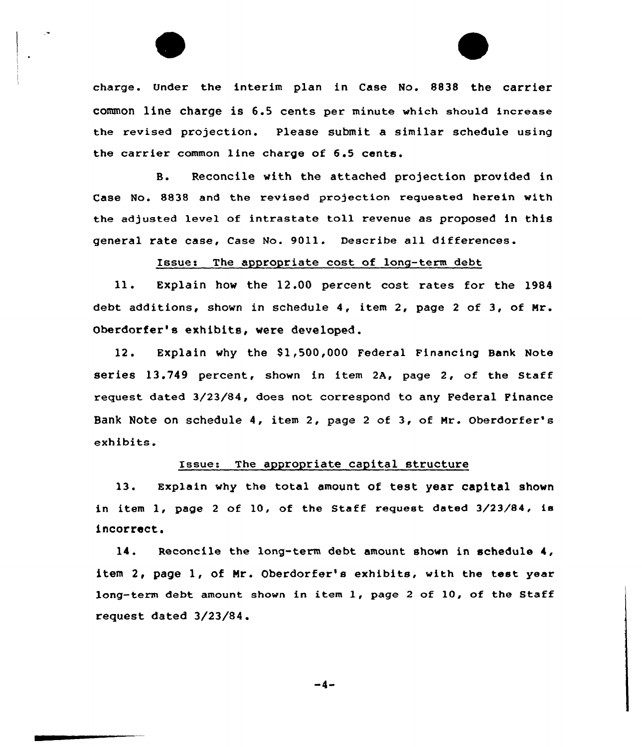charge. Under the interim plan in Case No. 8838 the carrier common line charge is 6.5 cents per minute which should increase the revised projection. Please submit a similar schedule using the carrier common line charge of 6.5 cents.

B. Reconcile with the attached projection provided in Case No. 8838 and the revised projection requested herein with the adjusted level of intrastate toll revenue as proposed in this general rate case, Case No. 9011. Describe all differences.

Issue: The appropriate cost of long-term debt

11. Explain how the 12.00 percent cost rates for the 1984 debt additions, shown in schedule 4, item 2, page 2 of 3, of Mr. Oberdorfer's exhibits, were developed.

12. Explain why the $1,500,000 Federal Financing Bank Note series 13.749 percent, shown in item 2A, page 2, of the Staff request dated 3/23/84, does not correspond to any Federal Finance Bank Note on schedule 4, item 2, page 2 of 3, of Mr. Oberdorfer's exhibits.

Issue: The appropriate capital structure

13. Explain why the total amount of test year capital shown in item 1, page 2 of 10, of the Staff request dated 3/23/84, is incorrect.

14. Reconcile the long-term debt amount shown in schedule 4, item 2, page 1, of Mr. Oberdorfer's exhibits, with the test year long-term debt amount shown in item 1, page 2 of 10, of the Staff request dated 3/23/84.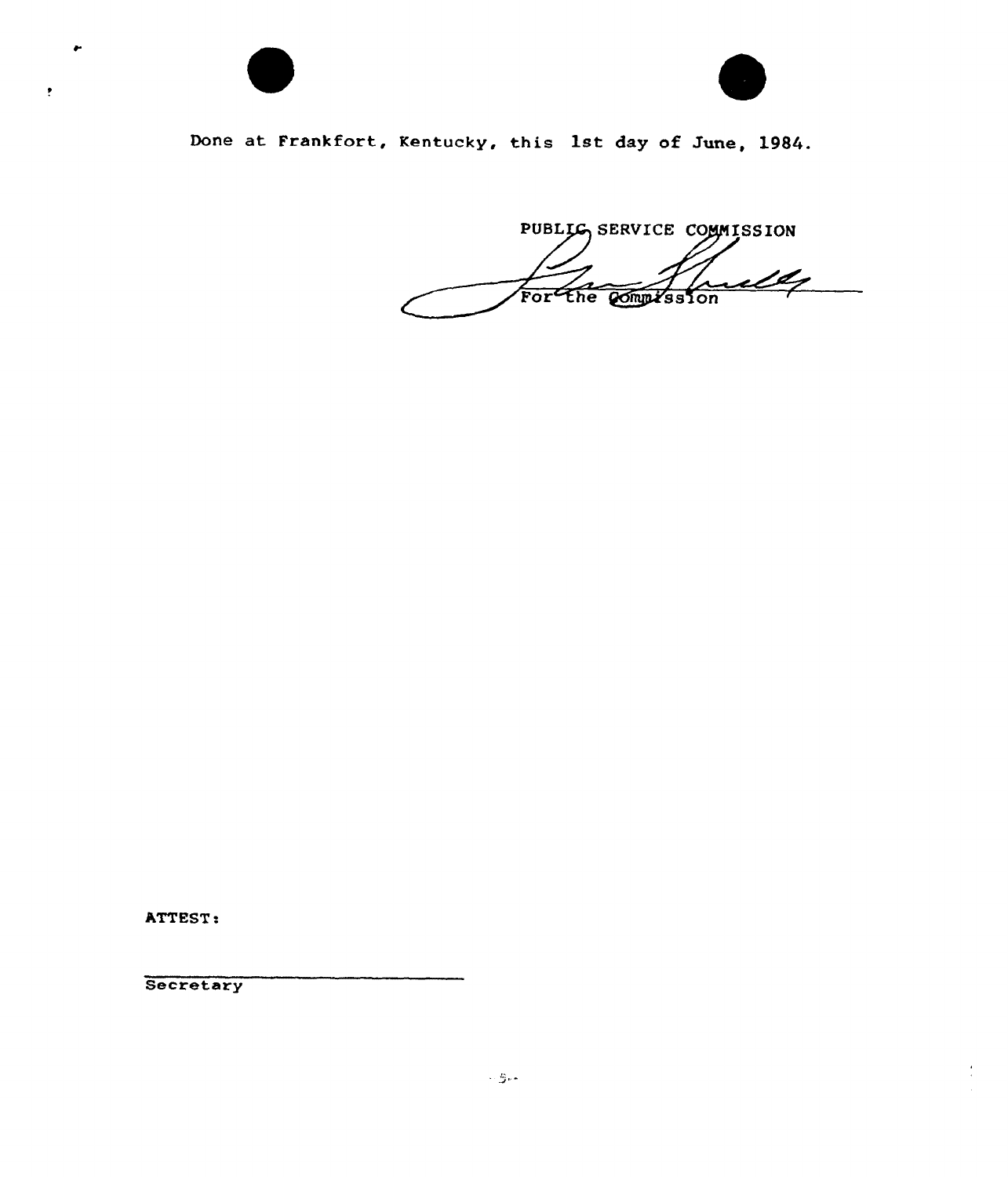Done at Frankfort, Kentucky, this 1st day of June, 1984.

PUBLIC SERVICE COMMISSION

For the Commission

ATTEST:

Secretary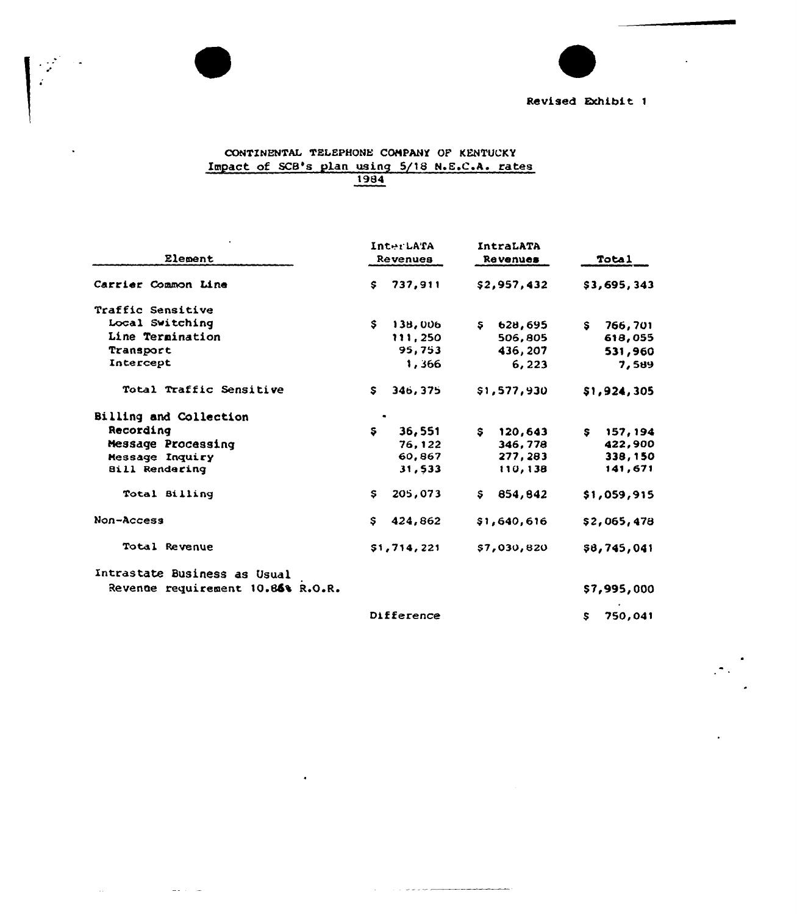Revised Exhibit 1

CONTINENTAL TELEPHONE COMPANY OF KENTUCKY

Impact of SCB's plan using 5/18 N.E.C.A. rates

1984

| Element | InterLATA Revenues | IntraLATA Revenues | Total |
|---|---|---|---|
| Carrier Common Line | $ 737,911 | $2,957,432 | $3,695,343 |
| Traffic Sensitive | | | |
| Local Switching | $ 138,006 | $ 628,695 | $ 766,701 |
| Line Termination | 111,250 | 506,805 | 618,055 |
| Transport | 95,753 | 436,207 | 531,960 |
| Intercept | 1,366 | 6,223 | 7,589 |
| Total Traffic Sensitive | $ 346,375 | $1,577,930 | $1,924,305 |
| Billing and Collection | | | |
| Recording | $ 36,551 | $ 120,643 | $ 157,194 |
| Message Processing | 76,122 | 346,778 | 422,900 |
| Message Inquiry | 60,867 | 277,283 | 338,150 |
| Bill Rendering | 31,533 | 110,138 | 141,671 |
| Total Billing | $ 205,073 | $ 854,842 | $1,059,915 |
| Non-Access | $ 424,862 | $1,640,616 | $2,065,478 |
| Total Revenue | $1,714,221 | $7,030,820 | $8,745,041 |
| Intrastate Business as Usual Revenue requirement 10.86% R.O.R. | | | $7,995,000 |
| | Difference | | $ 750,041 |